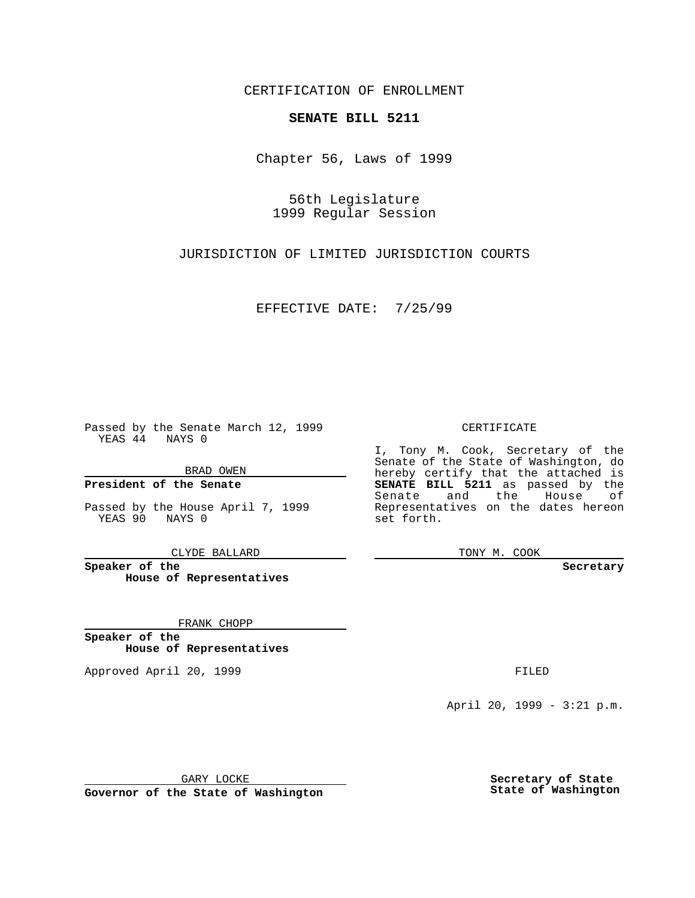CERTIFICATION OF ENROLLMENT

**SENATE BILL 5211**

Chapter 56, Laws of 1999

56th Legislature
1999 Regular Session

JURISDICTION OF LIMITED JURISDICTION COURTS

EFFECTIVE DATE: 7/25/99

Passed by the Senate March 12, 1999
YEAS 44 NAYS 0

BRAD OWEN

**President of the Senate**

Passed by the House April 7, 1999
YEAS 90 NAYS 0

CLYDE BALLARD

**Speaker of the House of Representatives**

FRANK CHOPP

**Speaker of the House of Representatives**

Approved April 20, 1999

GARY LOCKE

**Governor of the State of Washington**

CERTIFICATE

I, Tony M. Cook, Secretary of the Senate of the State of Washington, do hereby certify that the attached is **SENATE BILL 5211** as passed by the Senate and the House of Representatives on the dates hereon set forth.

TONY M. COOK

**Secretary**

FILED

April 20, 1999 - 3:21 p.m.

**Secretary of State**
**State of Washington**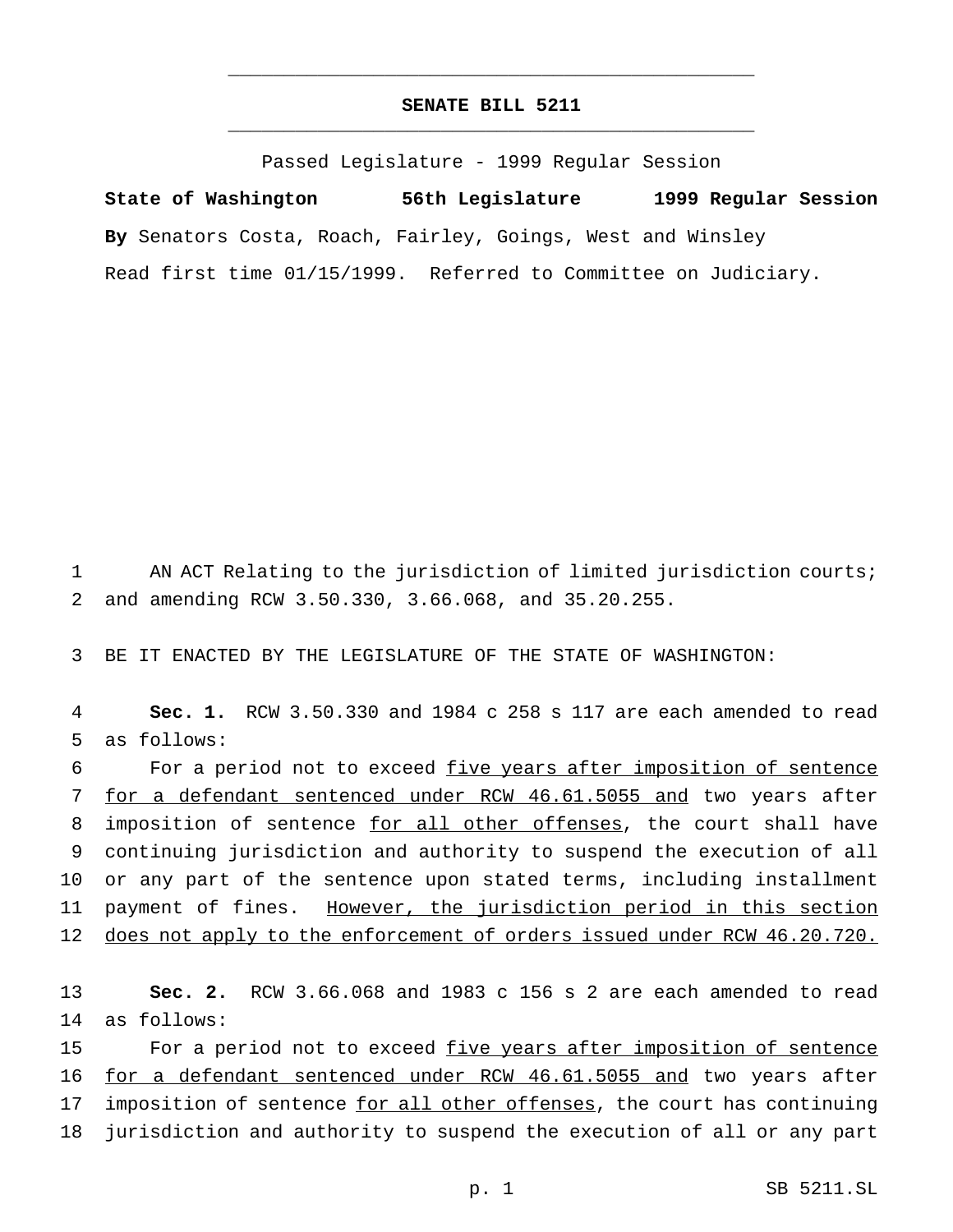# SENATE BILL 5211

Passed Legislature - 1999 Regular Session

**State of Washington 56th Legislature 1999 Regular Session**

**By** Senators Costa, Roach, Fairley, Goings, West and Winsley

Read first time 01/15/1999. Referred to Committee on Judiciary.

1 AN ACT Relating to the jurisdiction of limited jurisdiction courts;
2 and amending RCW 3.50.330, 3.66.068, and 35.20.255.

3 BE IT ENACTED BY THE LEGISLATURE OF THE STATE OF WASHINGTON:

4 **Sec. 1.** RCW 3.50.330 and 1984 c 258 s 117 are each amended to read
5 as follows:

6 For a period not to exceed <u>five years after imposition of sentence</u>
7 <u>for a defendant sentenced under RCW 46.61.5055 and</u> two years after
8 imposition of sentence <u>for all other offenses</u>, the court shall have
9 continuing jurisdiction and authority to suspend the execution of all
10 or any part of the sentence upon stated terms, including installment
11 payment of fines. <u>However, the jurisdiction period in this section</u>
12 <u>does not apply to the enforcement of orders issued under RCW 46.20.720.</u>

13 **Sec. 2.** RCW 3.66.068 and 1983 c 156 s 2 are each amended to read
14 as follows:

15 For a period not to exceed <u>five years after imposition of sentence</u>
16 <u>for a defendant sentenced under RCW 46.61.5055 and</u> two years after
17 imposition of sentence <u>for all other offenses</u>, the court has continuing
18 jurisdiction and authority to suspend the execution of all or any part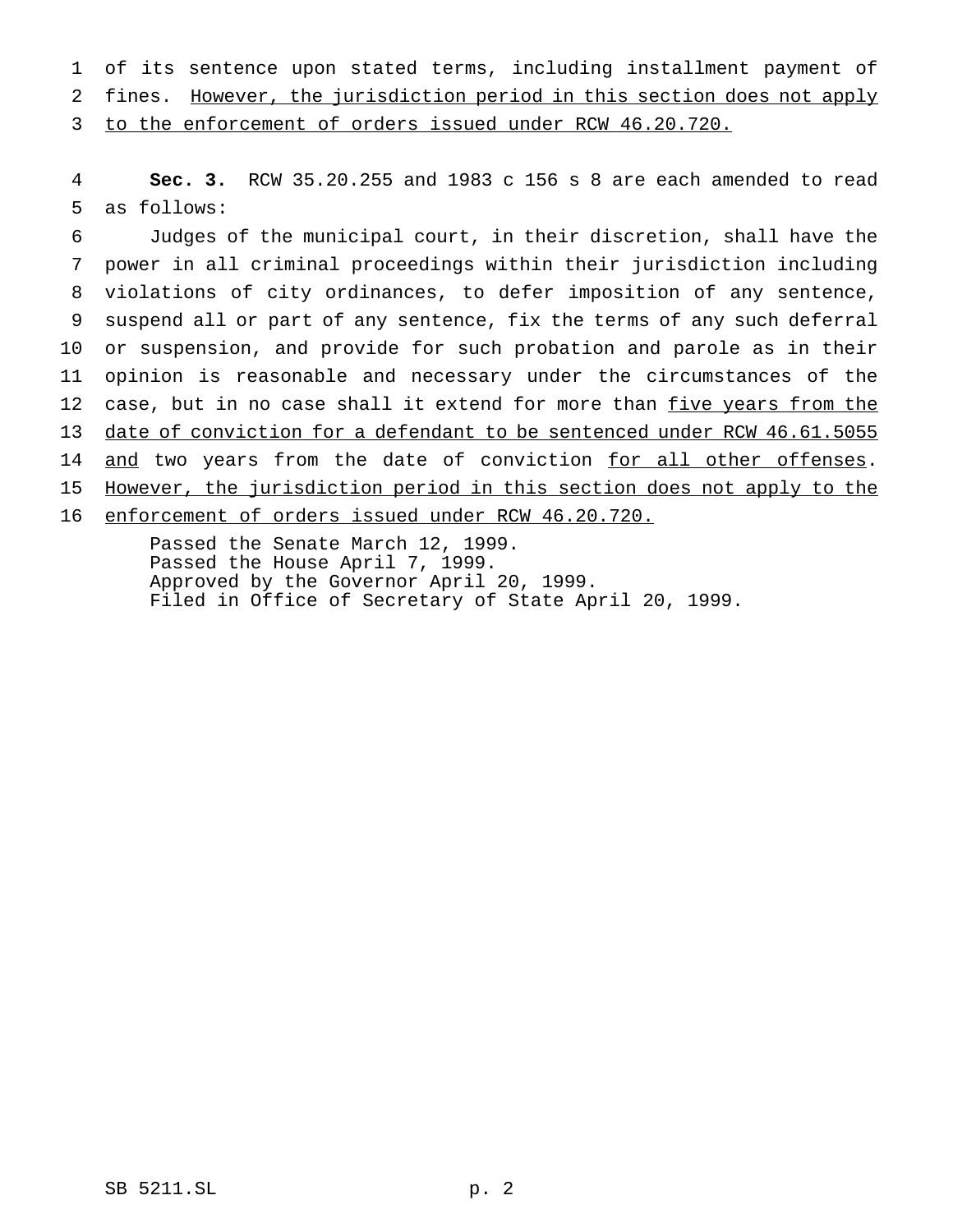of its sentence upon stated terms, including installment payment of fines. <u>However, the jurisdiction period in this section does not apply to the enforcement of orders issued under RCW 46.20.720.</u>

**Sec. 3.** RCW 35.20.255 and 1983 c 156 s 8 are each amended to read as follows:

Judges of the municipal court, in their discretion, shall have the power in all criminal proceedings within their jurisdiction including violations of city ordinances, to defer imposition of any sentence, suspend all or part of any sentence, fix the terms of any such deferral or suspension, and provide for such probation and parole as in their opinion is reasonable and necessary under the circumstances of the case, but in no case shall it extend for more than <u>five years from the date of conviction for a defendant to be sentenced under RCW 46.61.5055 and</u> two years from the date of conviction <u>for all other offenses</u>. <u>However, the jurisdiction period in this section does not apply to the enforcement of orders issued under RCW 46.20.720.</u>

Passed the Senate March 12, 1999.
Passed the House April 7, 1999.
Approved by the Governor April 20, 1999.
Filed in Office of Secretary of State April 20, 1999.